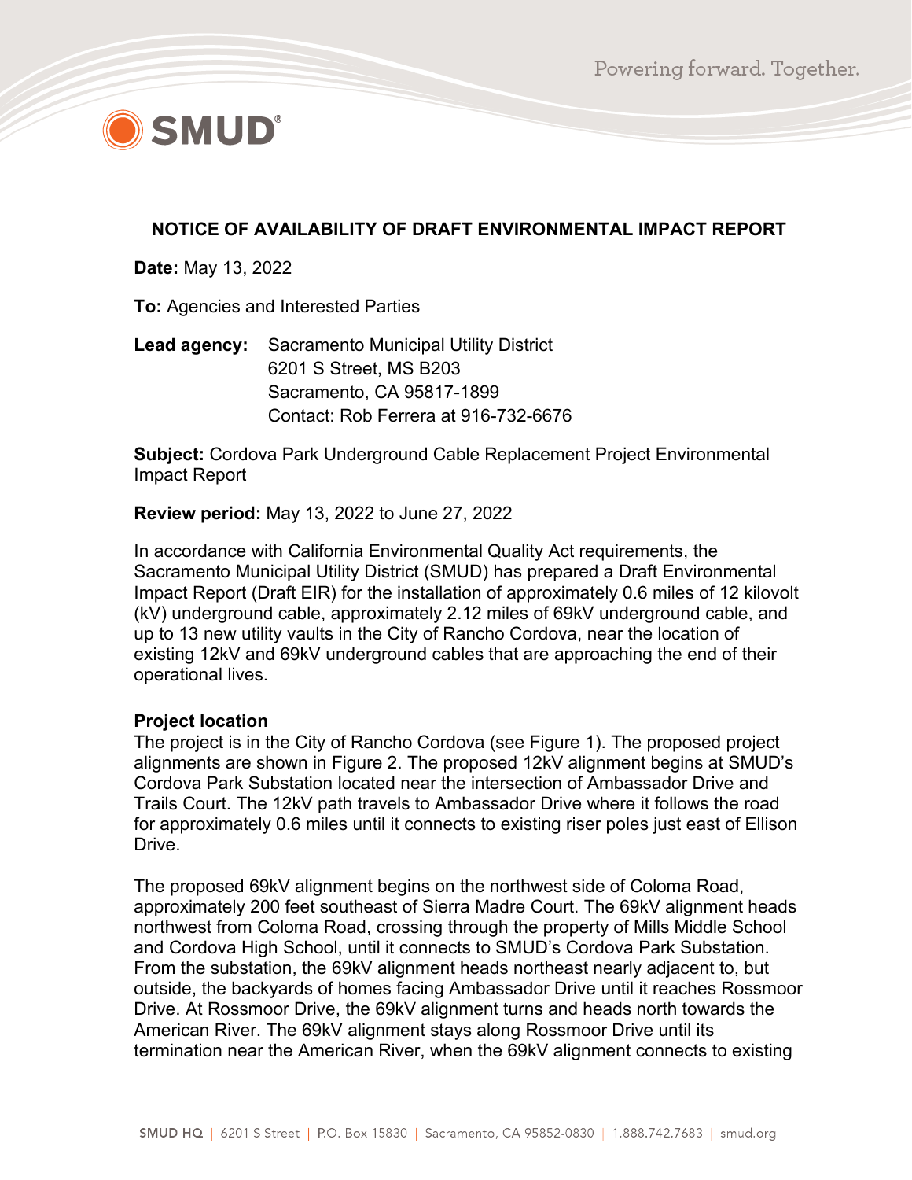# NOTICE OF AVAILABILITY OF DRAFT ENVIRONMENTAL IMPACT REPORT

**Date:** May 13, 2022

**To:** Agencies and Interested Parties

**Lead agency:** Sacramento Municipal Utility District
6201 S Street, MS B203
Sacramento, CA 95817-1899
Contact: Rob Ferrera at 916-732-6676

**Subject:** Cordova Park Underground Cable Replacement Project Environmental Impact Report

**Review period:** May 13, 2022 to June 27, 2022

In accordance with California Environmental Quality Act requirements, the Sacramento Municipal Utility District (SMUD) has prepared a Draft Environmental Impact Report (Draft EIR) for the installation of approximately 0.6 miles of 12 kilovolt (kV) underground cable, approximately 2.12 miles of 69kV underground cable, and up to 13 new utility vaults in the City of Rancho Cordova, near the location of existing 12kV and 69kV underground cables that are approaching the end of their operational lives.

**Project location**

The project is in the City of Rancho Cordova (see Figure 1). The proposed project alignments are shown in Figure 2. The proposed 12kV alignment begins at SMUD's Cordova Park Substation located near the intersection of Ambassador Drive and Trails Court. The 12kV path travels to Ambassador Drive where it follows the road for approximately 0.6 miles until it connects to existing riser poles just east of Ellison Drive.

The proposed 69kV alignment begins on the northwest side of Coloma Road, approximately 200 feet southeast of Sierra Madre Court. The 69kV alignment heads northwest from Coloma Road, crossing through the property of Mills Middle School and Cordova High School, until it connects to SMUD's Cordova Park Substation. From the substation, the 69kV alignment heads northeast nearly adjacent to, but outside, the backyards of homes facing Ambassador Drive until it reaches Rossmoor Drive. At Rossmoor Drive, the 69kV alignment turns and heads north towards the American River. The 69kV alignment stays along Rossmoor Drive until its termination near the American River, when the 69kV alignment connects to existing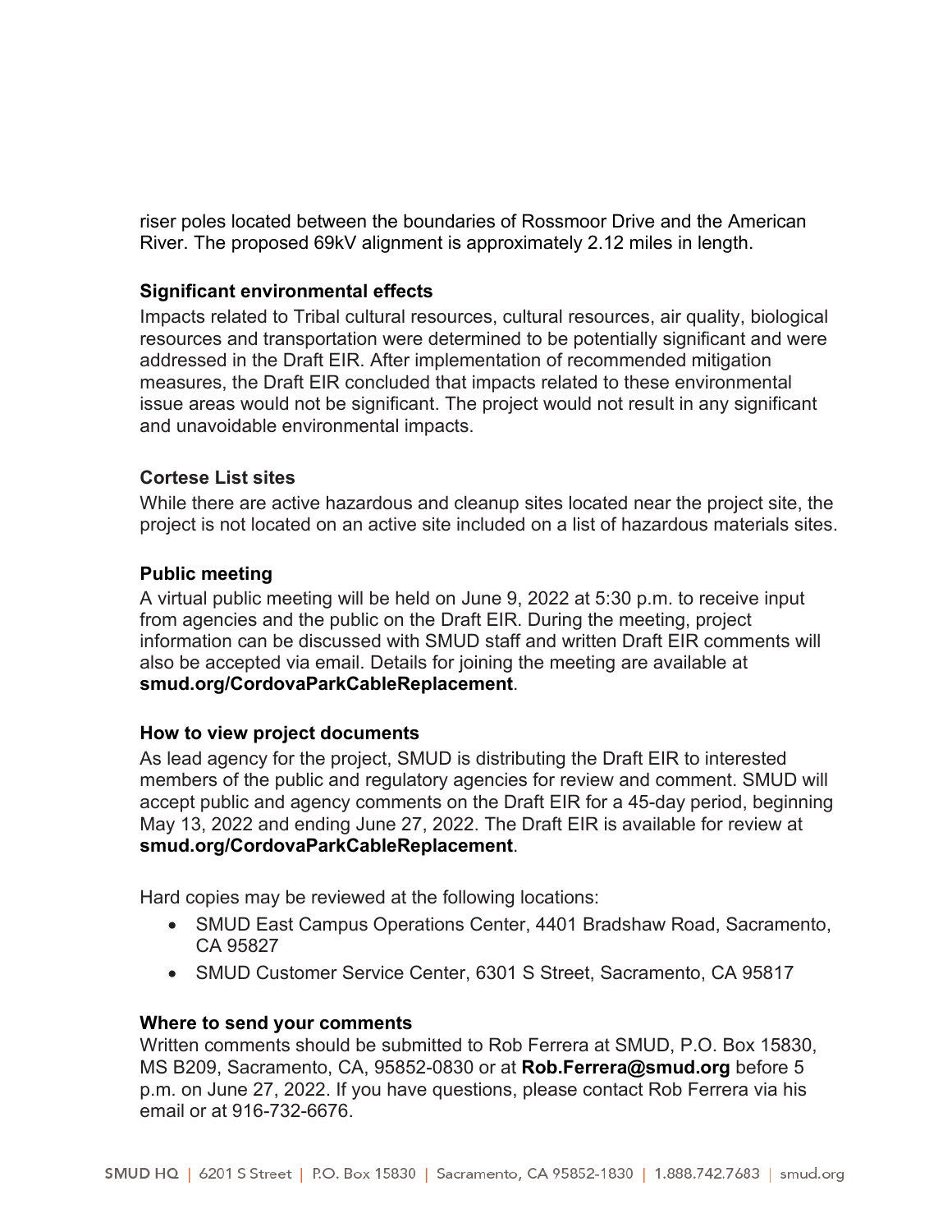riser poles located between the boundaries of Rossmoor Drive and the American River. The proposed 69kV alignment is approximately 2.12 miles in length.

### Significant environmental effects

Impacts related to Tribal cultural resources, cultural resources, air quality, biological resources and transportation were determined to be potentially significant and were addressed in the Draft EIR. After implementation of recommended mitigation measures, the Draft EIR concluded that impacts related to these environmental issue areas would not be significant. The project would not result in any significant and unavoidable environmental impacts.

### Cortese List sites

While there are active hazardous and cleanup sites located near the project site, the project is not located on an active site included on a list of hazardous materials sites.

### Public meeting

A virtual public meeting will be held on June 9, 2022 at 5:30 p.m. to receive input from agencies and the public on the Draft EIR. During the meeting, project information can be discussed with SMUD staff and written Draft EIR comments will also be accepted via email. Details for joining the meeting are available at **smud.org/CordovaParkCableReplacement**.

### How to view project documents

As lead agency for the project, SMUD is distributing the Draft EIR to interested members of the public and regulatory agencies for review and comment. SMUD will accept public and agency comments on the Draft EIR for a 45-day period, beginning May 13, 2022 and ending June 27, 2022. The Draft EIR is available for review at **smud.org/CordovaParkCableReplacement**.

Hard copies may be reviewed at the following locations:

- SMUD East Campus Operations Center, 4401 Bradshaw Road, Sacramento, CA 95827
- SMUD Customer Service Center, 6301 S Street, Sacramento, CA 95817

### Where to send your comments

Written comments should be submitted to Rob Ferrera at SMUD, P.O. Box 15830, MS B209, Sacramento, CA, 95852-0830 or at **Rob.Ferrera@smud.org** before 5 p.m. on June 27, 2022. If you have questions, please contact Rob Ferrera via his email or at 916-732-6676.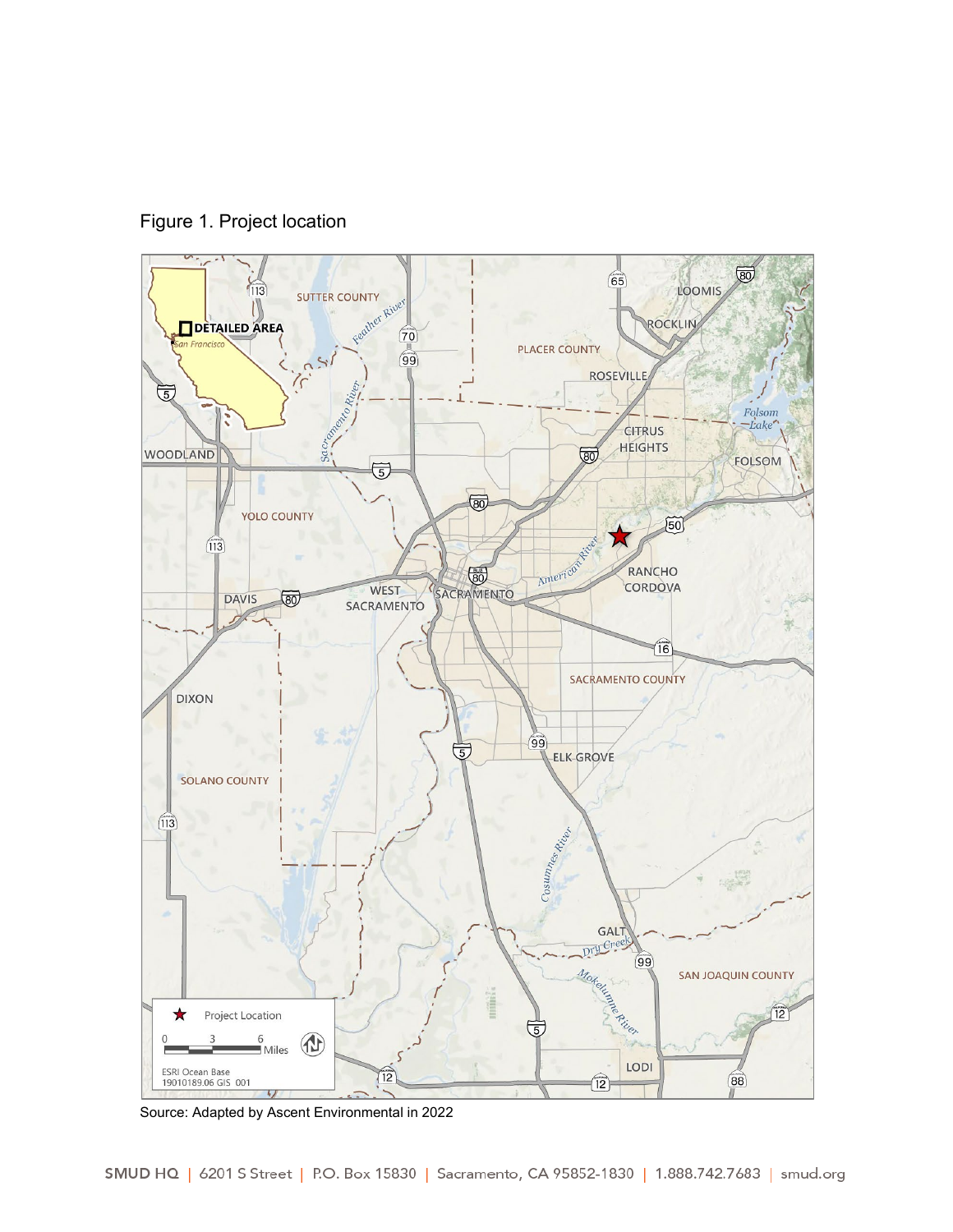Figure 1. Project location

Source: Adapted by Ascent Environmental in 2022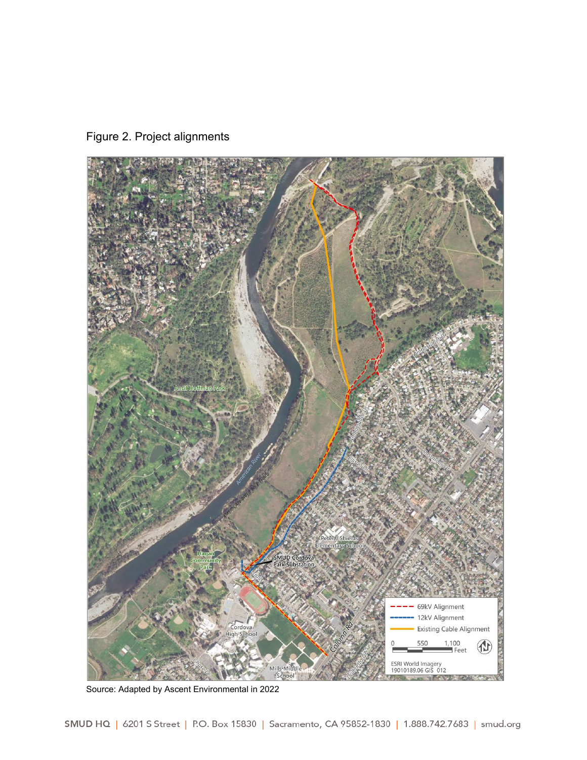Figure 2. Project alignments

Ancil Hoffman Park
American River
American River Bike Trail
Hagan Community Park
SMUD Cordova Park Substation
Peter J Shields Elementary School
Cordova High School
Mills Middle School
Ambassador Dr
Ellison Dr
Rossmoor Dr
Colony Ct
Colona Rd
Dolecetto Dr
Chase Dr

69kV Alignment
12kV Alignment
Existing Cable Alignment
0 550 1,100 Feet
ESRI World Imagery
19010189.06 GIS 012

Source: Adapted by Ascent Environmental in 2022